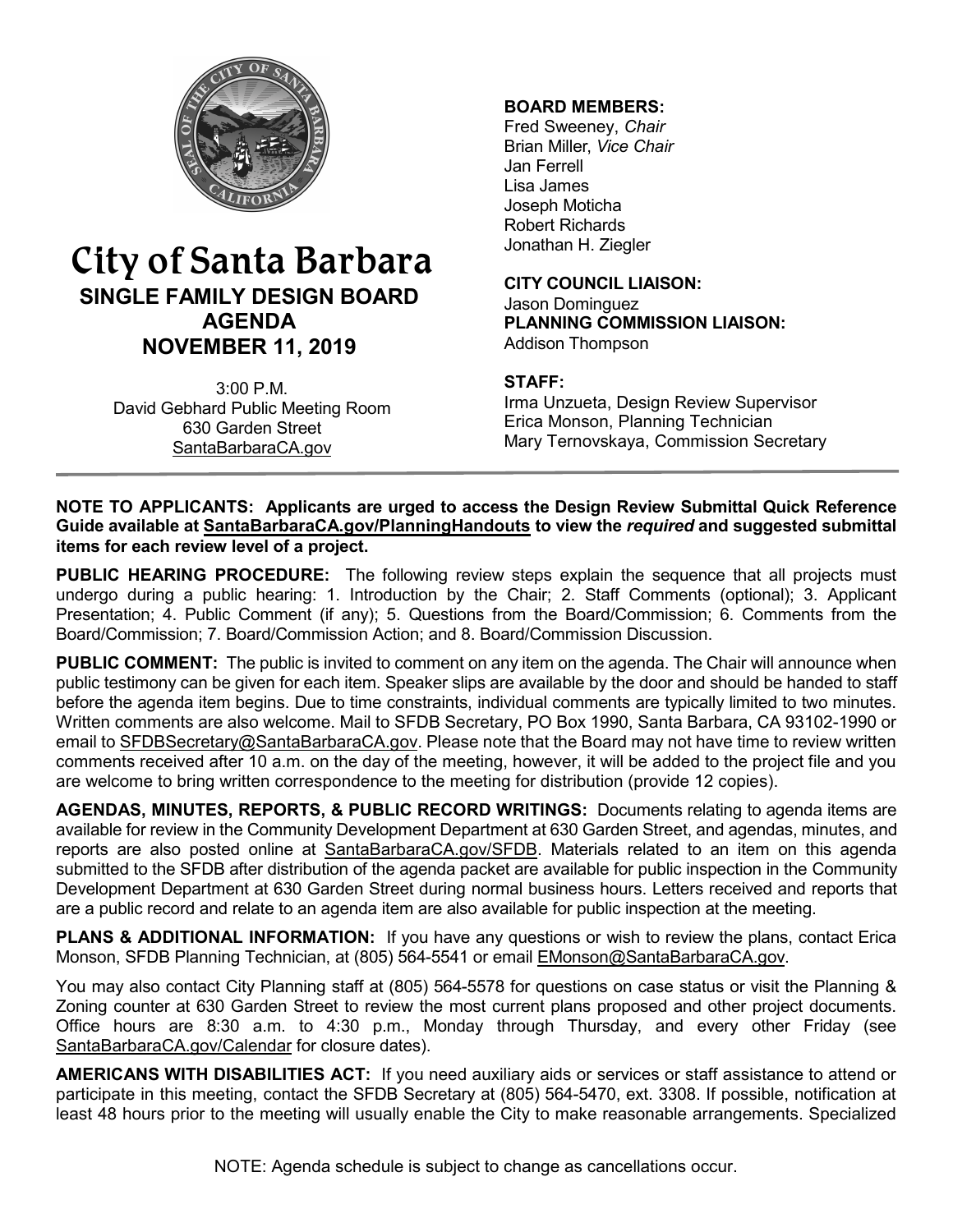# City of Santa Barbara

## SINGLE FAMILY DESIGN BOARD AGENDA

## NOVEMBER 11, 2019

3:00 P.M.
David Gebhard Public Meeting Room
630 Garden Street
SantaBarbaraCA.gov

**BOARD MEMBERS:**
Fred Sweeney, *Chair*
Brian Miller, *Vice Chair*
Jan Ferrell
Lisa James
Joseph Moticha
Robert Richards
Jonathan H. Ziegler

**CITY COUNCIL LIAISON:**
Jason Dominguez

**PLANNING COMMISSION LIAISON:**
Addison Thompson

**STAFF:**
Irma Unzueta, Design Review Supervisor
Erica Monson, Planning Technician
Mary Ternovskaya, Commission Secretary

**NOTE TO APPLICANTS: Applicants are urged to access the Design Review Submittal Quick Reference Guide available at SantaBarbaraCA.gov/PlanningHandouts to view the *required* and suggested submittal items for each review level of a project.**

**PUBLIC HEARING PROCEDURE:** The following review steps explain the sequence that all projects must undergo during a public hearing: 1. Introduction by the Chair; 2. Staff Comments (optional); 3. Applicant Presentation; 4. Public Comment (if any); 5. Questions from the Board/Commission; 6. Comments from the Board/Commission; 7. Board/Commission Action; and 8. Board/Commission Discussion.

**PUBLIC COMMENT:** The public is invited to comment on any item on the agenda. The Chair will announce when public testimony can be given for each item. Speaker slips are available by the door and should be handed to staff before the agenda item begins. Due to time constraints, individual comments are typically limited to two minutes. Written comments are also welcome. Mail to SFDB Secretary, PO Box 1990, Santa Barbara, CA 93102-1990 or email to SFDBSecretary@SantaBarbaraCA.gov. Please note that the Board may not have time to review written comments received after 10 a.m. on the day of the meeting, however, it will be added to the project file and you are welcome to bring written correspondence to the meeting for distribution (provide 12 copies).

**AGENDAS, MINUTES, REPORTS, & PUBLIC RECORD WRITINGS:** Documents relating to agenda items are available for review in the Community Development Department at 630 Garden Street, and agendas, minutes, and reports are also posted online at SantaBarbaraCA.gov/SFDB. Materials related to an item on this agenda submitted to the SFDB after distribution of the agenda packet are available for public inspection in the Community Development Department at 630 Garden Street during normal business hours. Letters received and reports that are a public record and relate to an agenda item are also available for public inspection at the meeting.

**PLANS & ADDITIONAL INFORMATION:** If you have any questions or wish to review the plans, contact Erica Monson, SFDB Planning Technician, at (805) 564-5541 or email EMonson@SantaBarbaraCA.gov.

You may also contact City Planning staff at (805) 564-5578 for questions on case status or visit the Planning & Zoning counter at 630 Garden Street to review the most current plans proposed and other project documents. Office hours are 8:30 a.m. to 4:30 p.m., Monday through Thursday, and every other Friday (see SantaBarbaraCA.gov/Calendar for closure dates).

**AMERICANS WITH DISABILITIES ACT:** If you need auxiliary aids or services or staff assistance to attend or participate in this meeting, contact the SFDB Secretary at (805) 564-5470, ext. 3308. If possible, notification at least 48 hours prior to the meeting will usually enable the City to make reasonable arrangements. Specialized

NOTE: Agenda schedule is subject to change as cancellations occur.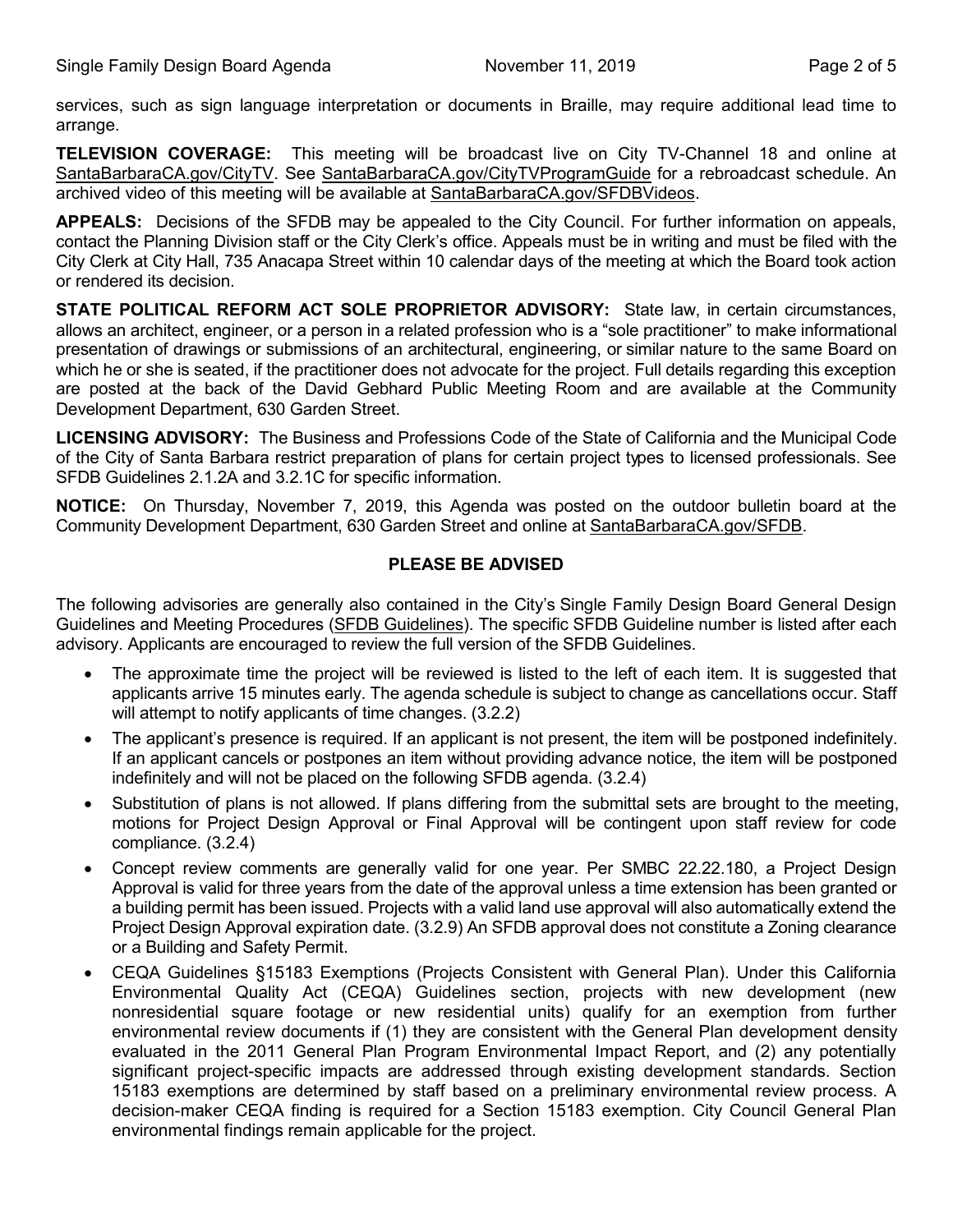services, such as sign language interpretation or documents in Braille, may require additional lead time to arrange.

**TELEVISION COVERAGE:** This meeting will be broadcast live on City TV-Channel 18 and online at SantaBarbaraCA.gov/CityTV. See SantaBarbaraCA.gov/CityTVProgramGuide for a rebroadcast schedule. An archived video of this meeting will be available at SantaBarbaraCA.gov/SFDBVideos.

**APPEALS:** Decisions of the SFDB may be appealed to the City Council. For further information on appeals, contact the Planning Division staff or the City Clerk's office. Appeals must be in writing and must be filed with the City Clerk at City Hall, 735 Anacapa Street within 10 calendar days of the meeting at which the Board took action or rendered its decision.

**STATE POLITICAL REFORM ACT SOLE PROPRIETOR ADVISORY:** State law, in certain circumstances, allows an architect, engineer, or a person in a related profession who is a "sole practitioner" to make informational presentation of drawings or submissions of an architectural, engineering, or similar nature to the same Board on which he or she is seated, if the practitioner does not advocate for the project. Full details regarding this exception are posted at the back of the David Gebhard Public Meeting Room and are available at the Community Development Department, 630 Garden Street.

**LICENSING ADVISORY:** The Business and Professions Code of the State of California and the Municipal Code of the City of Santa Barbara restrict preparation of plans for certain project types to licensed professionals. See SFDB Guidelines 2.1.2A and 3.2.1C for specific information.

**NOTICE:** On Thursday, November 7, 2019, this Agenda was posted on the outdoor bulletin board at the Community Development Department, 630 Garden Street and online at SantaBarbaraCA.gov/SFDB.

## PLEASE BE ADVISED

The following advisories are generally also contained in the City's Single Family Design Board General Design Guidelines and Meeting Procedures (SFDB Guidelines). The specific SFDB Guideline number is listed after each advisory. Applicants are encouraged to review the full version of the SFDB Guidelines.

- The approximate time the project will be reviewed is listed to the left of each item. It is suggested that applicants arrive 15 minutes early. The agenda schedule is subject to change as cancellations occur. Staff will attempt to notify applicants of time changes. (3.2.2)
- The applicant's presence is required. If an applicant is not present, the item will be postponed indefinitely. If an applicant cancels or postpones an item without providing advance notice, the item will be postponed indefinitely and will not be placed on the following SFDB agenda. (3.2.4)
- Substitution of plans is not allowed. If plans differing from the submittal sets are brought to the meeting, motions for Project Design Approval or Final Approval will be contingent upon staff review for code compliance. (3.2.4)
- Concept review comments are generally valid for one year. Per SMBC 22.22.180, a Project Design Approval is valid for three years from the date of the approval unless a time extension has been granted or a building permit has been issued. Projects with a valid land use approval will also automatically extend the Project Design Approval expiration date. (3.2.9) An SFDB approval does not constitute a Zoning clearance or a Building and Safety Permit.
- CEQA Guidelines §15183 Exemptions (Projects Consistent with General Plan). Under this California Environmental Quality Act (CEQA) Guidelines section, projects with new development (new nonresidential square footage or new residential units) qualify for an exemption from further environmental review documents if (1) they are consistent with the General Plan development density evaluated in the 2011 General Plan Program Environmental Impact Report, and (2) any potentially significant project-specific impacts are addressed through existing development standards. Section 15183 exemptions are determined by staff based on a preliminary environmental review process. A decision-maker CEQA finding is required for a Section 15183 exemption. City Council General Plan environmental findings remain applicable for the project.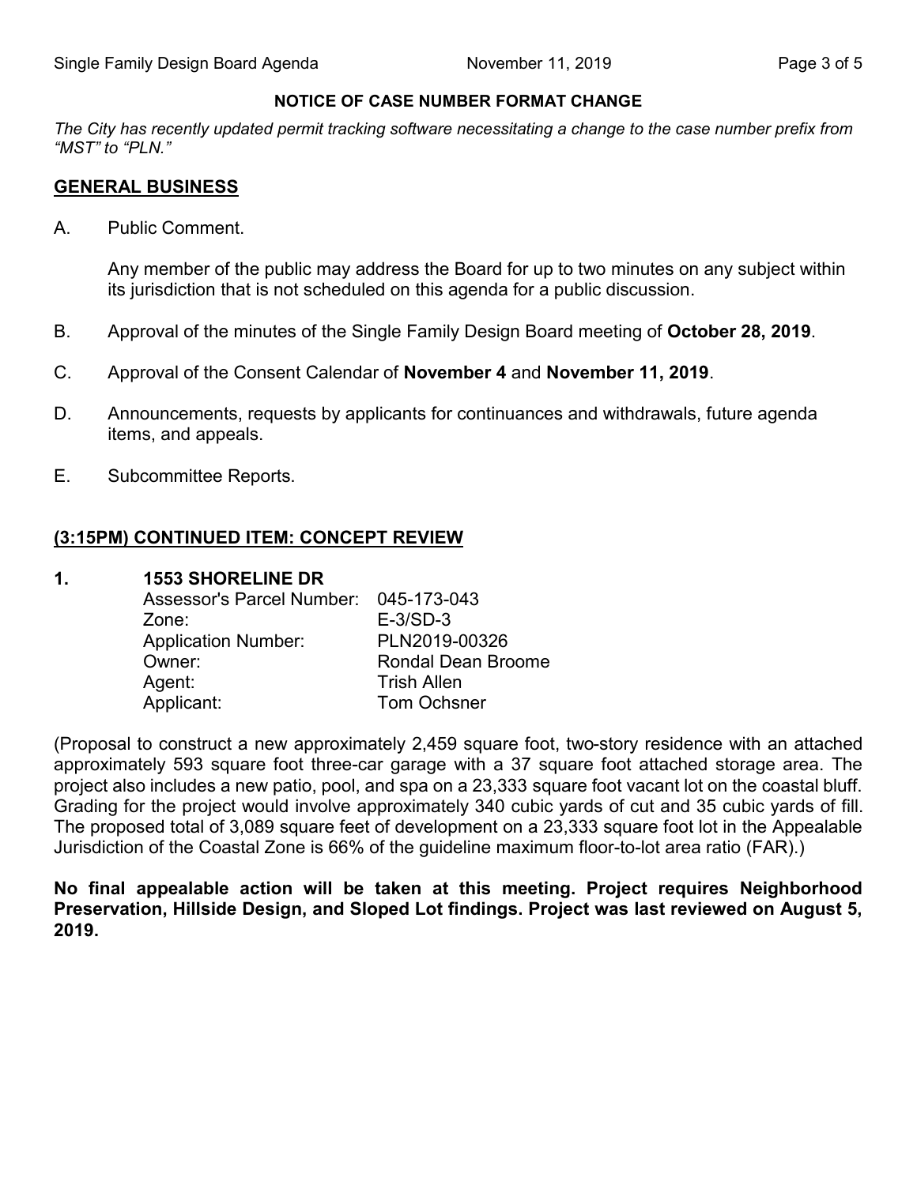**NOTICE OF CASE NUMBER FORMAT CHANGE**

*The City has recently updated permit tracking software necessitating a change to the case number prefix from "MST" to "PLN."*

## GENERAL BUSINESS

A. Public Comment.

Any member of the public may address the Board for up to two minutes on any subject within its jurisdiction that is not scheduled on this agenda for a public discussion.

B. Approval of the minutes of the Single Family Design Board meeting of **October 28, 2019**.

C. Approval of the Consent Calendar of **November 4** and **November 11, 2019**.

D. Announcements, requests by applicants for continuances and withdrawals, future agenda items, and appeals.

E. Subcommittee Reports.

## (3:15PM) CONTINUED ITEM: CONCEPT REVIEW

**1. 1553 SHORELINE DR**

Assessor's Parcel Number: 045-173-043
Zone: E-3/SD-3
Application Number: PLN2019-00326
Owner: Rondal Dean Broome
Agent: Trish Allen
Applicant: Tom Ochsner

(Proposal to construct a new approximately 2,459 square foot, two-story residence with an attached approximately 593 square foot three-car garage with a 37 square foot attached storage area. The project also includes a new patio, pool, and spa on a 23,333 square foot vacant lot on the coastal bluff. Grading for the project would involve approximately 340 cubic yards of cut and 35 cubic yards of fill. The proposed total of 3,089 square feet of development on a 23,333 square foot lot in the Appealable Jurisdiction of the Coastal Zone is 66% of the guideline maximum floor-to-lot area ratio (FAR).)

**No final appealable action will be taken at this meeting. Project requires Neighborhood Preservation, Hillside Design, and Sloped Lot findings. Project was last reviewed on August 5, 2019.**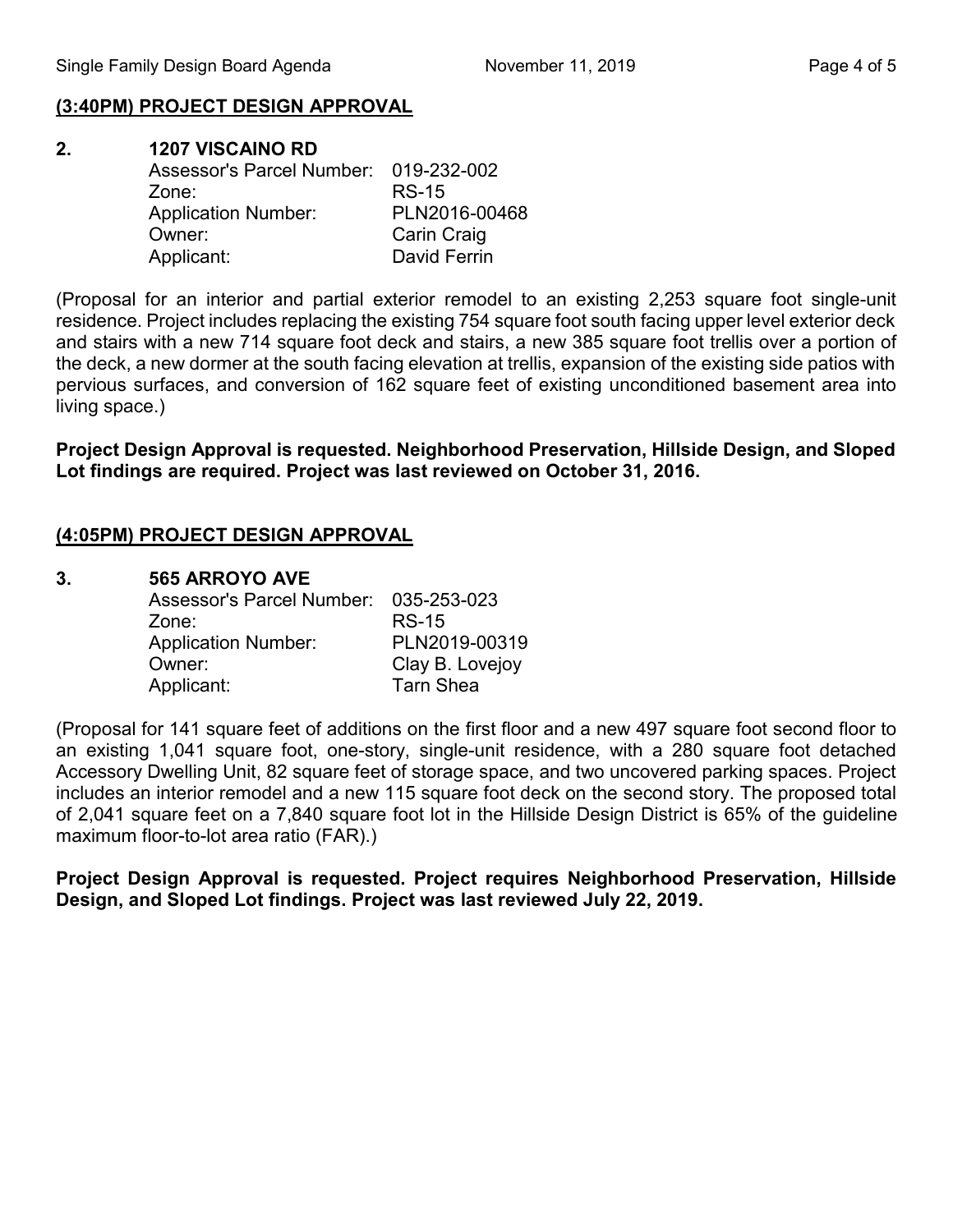**(3:40PM) PROJECT DESIGN APPROVAL**

**2. 1207 VISCAINO RD**

Assessor's Parcel Number: 019-232-002
Zone: RS-15
Application Number: PLN2016-00468
Owner: Carin Craig
Applicant: David Ferrin

(Proposal for an interior and partial exterior remodel to an existing 2,253 square foot single-unit residence. Project includes replacing the existing 754 square foot south facing upper level exterior deck and stairs with a new 714 square foot deck and stairs, a new 385 square foot trellis over a portion of the deck, a new dormer at the south facing elevation at trellis, expansion of the existing side patios with pervious surfaces, and conversion of 162 square feet of existing unconditioned basement area into living space.)

**Project Design Approval is requested. Neighborhood Preservation, Hillside Design, and Sloped Lot findings are required. Project was last reviewed on October 31, 2016.**

**(4:05PM) PROJECT DESIGN APPROVAL**

**3. 565 ARROYO AVE**

Assessor's Parcel Number: 035-253-023
Zone: RS-15
Application Number: PLN2019-00319
Owner: Clay B. Lovejoy
Applicant: Tarn Shea

(Proposal for 141 square feet of additions on the first floor and a new 497 square foot second floor to an existing 1,041 square foot, one-story, single-unit residence, with a 280 square foot detached Accessory Dwelling Unit, 82 square feet of storage space, and two uncovered parking spaces. Project includes an interior remodel and a new 115 square foot deck on the second story. The proposed total of 2,041 square feet on a 7,840 square foot lot in the Hillside Design District is 65% of the guideline maximum floor-to-lot area ratio (FAR).)

**Project Design Approval is requested. Project requires Neighborhood Preservation, Hillside Design, and Sloped Lot findings. Project was last reviewed July 22, 2019.**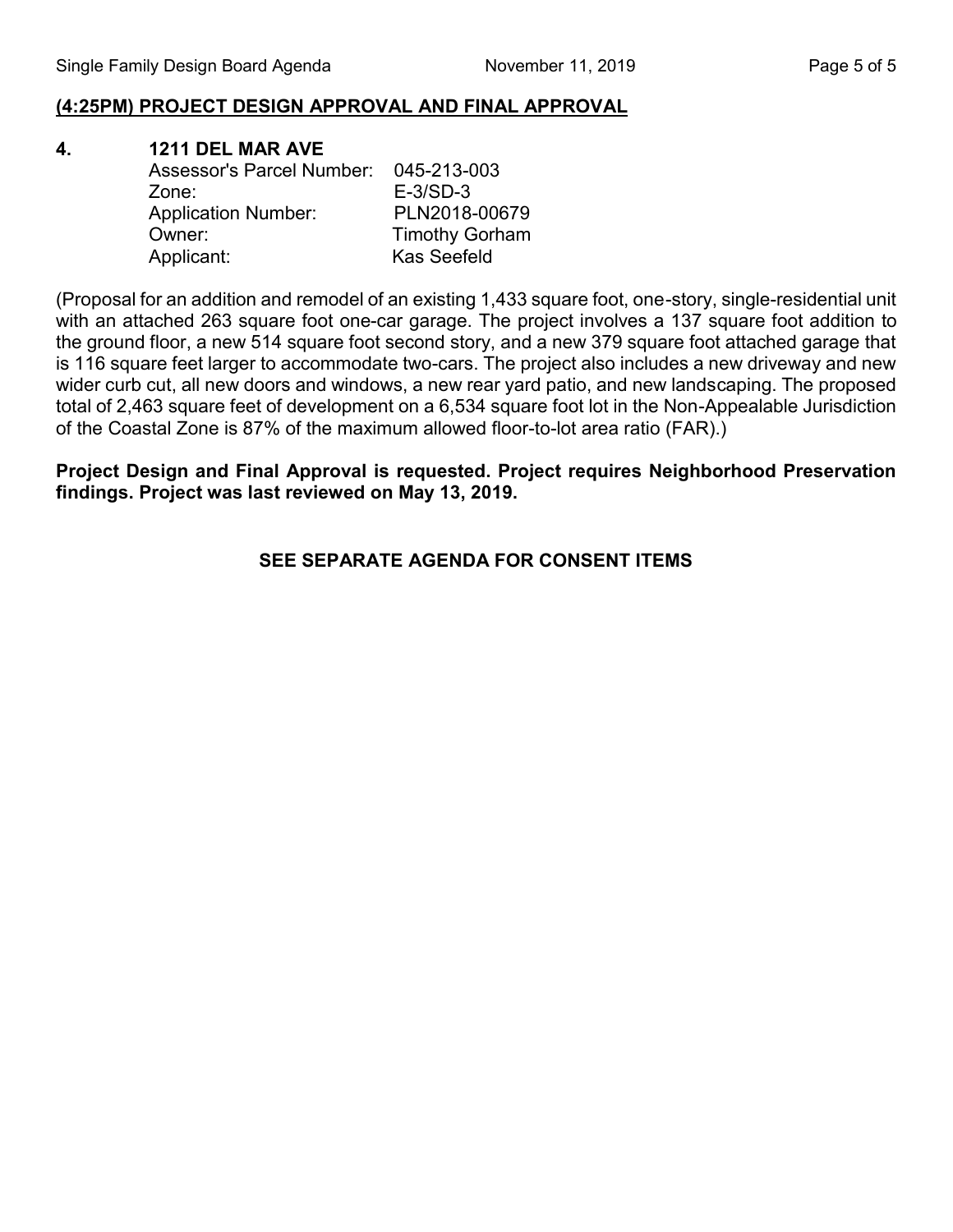## (4:25PM) PROJECT DESIGN APPROVAL AND FINAL APPROVAL

### 4. 1211 DEL MAR AVE

| | |
|---|---|
| Assessor's Parcel Number: | 045-213-003 |
| Zone: | E-3/SD-3 |
| Application Number: | PLN2018-00679 |
| Owner: | Timothy Gorham |
| Applicant: | Kas Seefeld |

(Proposal for an addition and remodel of an existing 1,433 square foot, one-story, single-residential unit with an attached 263 square foot one-car garage. The project involves a 137 square foot addition to the ground floor, a new 514 square foot second story, and a new 379 square foot attached garage that is 116 square feet larger to accommodate two-cars. The project also includes a new driveway and new wider curb cut, all new doors and windows, a new rear yard patio, and new landscaping. The proposed total of 2,463 square feet of development on a 6,534 square foot lot in the Non-Appealable Jurisdiction of the Coastal Zone is 87% of the maximum allowed floor-to-lot area ratio (FAR).)

**Project Design and Final Approval is requested. Project requires Neighborhood Preservation findings. Project was last reviewed on May 13, 2019.**

**SEE SEPARATE AGENDA FOR CONSENT ITEMS**